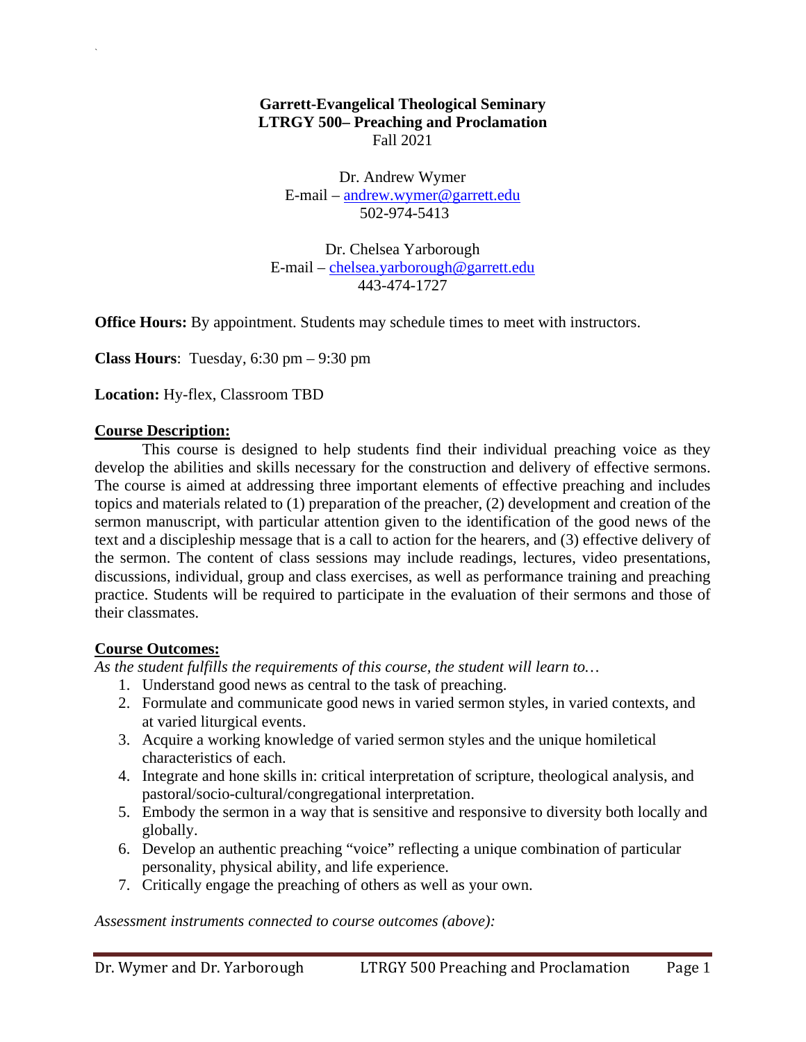**Garrett-Evangelical Theological Seminary**
**LTRGY 500– Preaching and Proclamation**
Fall 2021

Dr. Andrew Wymer
E-mail – andrew.wymer@garrett.edu
502-974-5413

Dr. Chelsea Yarborough
E-mail – chelsea.yarborough@garrett.edu
443-474-1727

**Office Hours:** By appointment. Students may schedule times to meet with instructors.

**Class Hours**: Tuesday, 6:30 pm – 9:30 pm

**Location:** Hy-flex, Classroom TBD

## Course Description:

This course is designed to help students find their individual preaching voice as they develop the abilities and skills necessary for the construction and delivery of effective sermons. The course is aimed at addressing three important elements of effective preaching and includes topics and materials related to (1) preparation of the preacher, (2) development and creation of the sermon manuscript, with particular attention given to the identification of the good news of the text and a discipleship message that is a call to action for the hearers, and (3) effective delivery of the sermon. The content of class sessions may include readings, lectures, video presentations, discussions, individual, group and class exercises, as well as performance training and preaching practice. Students will be required to participate in the evaluation of their sermons and those of their classmates.

## Course Outcomes:

*As the student fulfills the requirements of this course, the student will learn to…*

1. Understand good news as central to the task of preaching.
2. Formulate and communicate good news in varied sermon styles, in varied contexts, and at varied liturgical events.
3. Acquire a working knowledge of varied sermon styles and the unique homiletical characteristics of each.
4. Integrate and hone skills in: critical interpretation of scripture, theological analysis, and pastoral/socio-cultural/congregational interpretation.
5. Embody the sermon in a way that is sensitive and responsive to diversity both locally and globally.
6. Develop an authentic preaching "voice" reflecting a unique combination of particular personality, physical ability, and life experience.
7. Critically engage the preaching of others as well as your own.

*Assessment instruments connected to course outcomes (above):*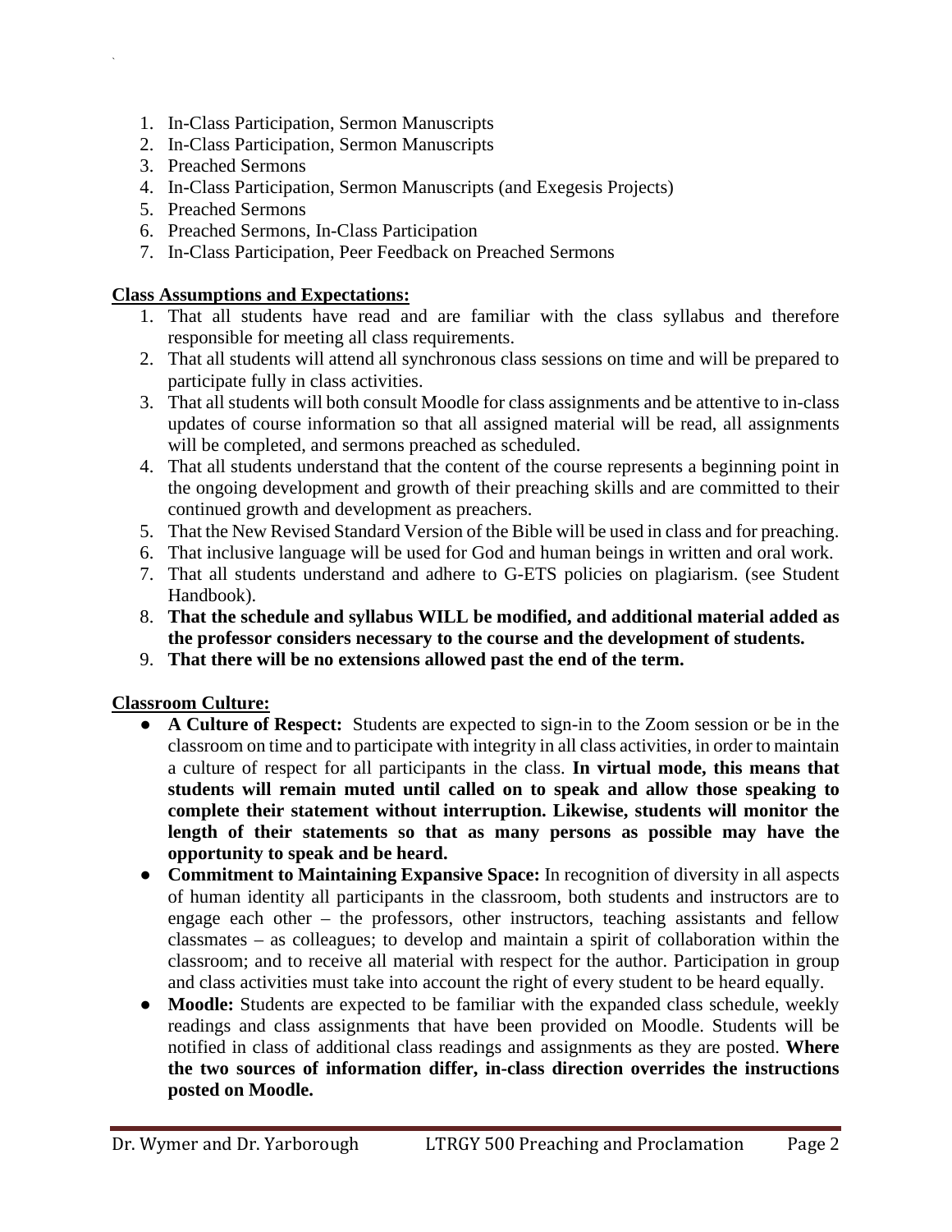1. In-Class Participation, Sermon Manuscripts
2. In-Class Participation, Sermon Manuscripts
3. Preached Sermons
4. In-Class Participation, Sermon Manuscripts (and Exegesis Projects)
5. Preached Sermons
6. Preached Sermons, In-Class Participation
7. In-Class Participation, Peer Feedback on Preached Sermons

**Class Assumptions and Expectations:**

1. That all students have read and are familiar with the class syllabus and therefore responsible for meeting all class requirements.
2. That all students will attend all synchronous class sessions on time and will be prepared to participate fully in class activities.
3. That all students will both consult Moodle for class assignments and be attentive to in-class updates of course information so that all assigned material will be read, all assignments will be completed, and sermons preached as scheduled.
4. That all students understand that the content of the course represents a beginning point in the ongoing development and growth of their preaching skills and are committed to their continued growth and development as preachers.
5. That the New Revised Standard Version of the Bible will be used in class and for preaching.
6. That inclusive language will be used for God and human beings in written and oral work.
7. That all students understand and adhere to G-ETS policies on plagiarism. (see Student Handbook).
8. **That the schedule and syllabus WILL be modified, and additional material added as the professor considers necessary to the course and the development of students.**
9. **That there will be no extensions allowed past the end of the term.**

**Classroom Culture:**

- **A Culture of Respect:** Students are expected to sign-in to the Zoom session or be in the classroom on time and to participate with integrity in all class activities, in order to maintain a culture of respect for all participants in the class. **In virtual mode, this means that students will remain muted until called on to speak and allow those speaking to complete their statement without interruption. Likewise, students will monitor the length of their statements so that as many persons as possible may have the opportunity to speak and be heard.**
- **Commitment to Maintaining Expansive Space:** In recognition of diversity in all aspects of human identity all participants in the classroom, both students and instructors are to engage each other – the professors, other instructors, teaching assistants and fellow classmates – as colleagues; to develop and maintain a spirit of collaboration within the classroom; and to receive all material with respect for the author. Participation in group and class activities must take into account the right of every student to be heard equally.
- **Moodle:** Students are expected to be familiar with the expanded class schedule, weekly readings and class assignments that have been provided on Moodle. Students will be notified in class of additional class readings and assignments as they are posted. **Where the two sources of information differ, in-class direction overrides the instructions posted on Moodle.**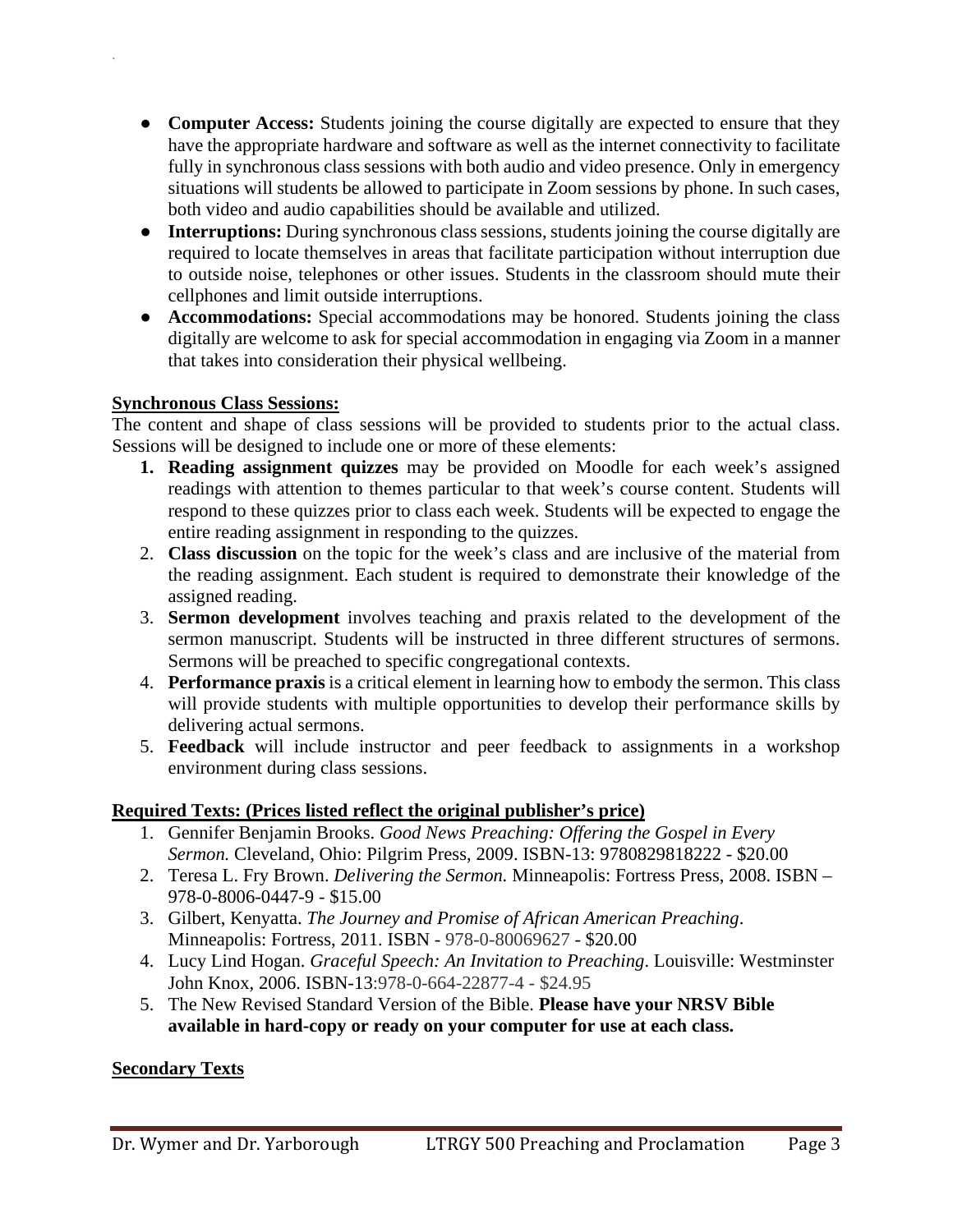- **Computer Access:** Students joining the course digitally are expected to ensure that they have the appropriate hardware and software as well as the internet connectivity to facilitate fully in synchronous class sessions with both audio and video presence. Only in emergency situations will students be allowed to participate in Zoom sessions by phone. In such cases, both video and audio capabilities should be available and utilized.
- **Interruptions:** During synchronous class sessions, students joining the course digitally are required to locate themselves in areas that facilitate participation without interruption due to outside noise, telephones or other issues. Students in the classroom should mute their cellphones and limit outside interruptions.
- **Accommodations:** Special accommodations may be honored. Students joining the class digitally are welcome to ask for special accommodation in engaging via Zoom in a manner that takes into consideration their physical wellbeing.

**Synchronous Class Sessions:**

The content and shape of class sessions will be provided to students prior to the actual class. Sessions will be designed to include one or more of these elements:

1. **Reading assignment quizzes** may be provided on Moodle for each week's assigned readings with attention to themes particular to that week's course content. Students will respond to these quizzes prior to class each week. Students will be expected to engage the entire reading assignment in responding to the quizzes.
2. **Class discussion** on the topic for the week's class and are inclusive of the material from the reading assignment. Each student is required to demonstrate their knowledge of the assigned reading.
3. **Sermon development** involves teaching and praxis related to the development of the sermon manuscript. Students will be instructed in three different structures of sermons. Sermons will be preached to specific congregational contexts.
4. **Performance praxis** is a critical element in learning how to embody the sermon. This class will provide students with multiple opportunities to develop their performance skills by delivering actual sermons.
5. **Feedback** will include instructor and peer feedback to assignments in a workshop environment during class sessions.

**Required Texts: (Prices listed reflect the original publisher's price)**

1. Gennifer Benjamin Brooks. *Good News Preaching: Offering the Gospel in Every Sermon.* Cleveland, Ohio: Pilgrim Press, 2009. ISBN-13: 9780829818222 - $20.00
2. Teresa L. Fry Brown. *Delivering the Sermon.* Minneapolis: Fortress Press, 2008. ISBN – 978-0-8006-0447-9 - $15.00
3. Gilbert, Kenyatta. *The Journey and Promise of African American Preaching*. Minneapolis: Fortress, 2011. ISBN - 978-0-80069627 - $20.00
4. Lucy Lind Hogan. *Graceful Speech: An Invitation to Preaching*. Louisville: Westminster John Knox, 2006. ISBN-13:978-0-664-22877-4 - $24.95
5. The New Revised Standard Version of the Bible. **Please have your NRSV Bible available in hard-copy or ready on your computer for use at each class.**

**Secondary Texts**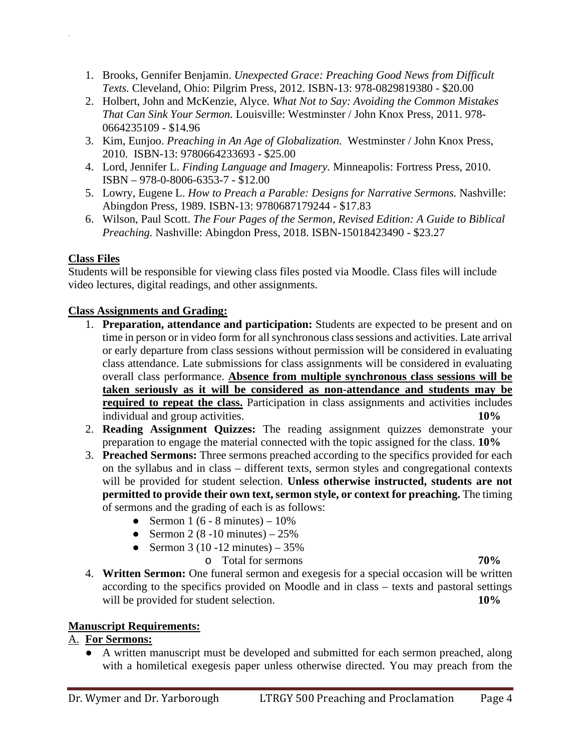1. Brooks, Gennifer Benjamin. *Unexpected Grace: Preaching Good News from Difficult Texts.* Cleveland, Ohio: Pilgrim Press, 2012. ISBN-13: 978-0829819380 - $20.00
2. Holbert, John and McKenzie, Alyce. *What Not to Say: Avoiding the Common Mistakes That Can Sink Your Sermon.* Louisville: Westminster / John Knox Press, 2011. 978-0664235109 - $14.96
3. Kim, Eunjoo. *Preaching in An Age of Globalization.* Westminster / John Knox Press, 2010. ISBN-13: 9780664233693 - $25.00
4. Lord, Jennifer L. *Finding Language and Imagery.* Minneapolis: Fortress Press, 2010. ISBN – 978-0-8006-6353-7 - $12.00
5. Lowry, Eugene L. *How to Preach a Parable: Designs for Narrative Sermons.* Nashville: Abingdon Press, 1989. ISBN-13: 9780687179244 - $17.83
6. Wilson, Paul Scott. *The Four Pages of the Sermon, Revised Edition: A Guide to Biblical Preaching.* Nashville: Abingdon Press, 2018. ISBN-15018423490 - $23.27

**Class Files**

Students will be responsible for viewing class files posted via Moodle. Class files will include video lectures, digital readings, and other assignments.

**Class Assignments and Grading:**

1. **Preparation, attendance and participation:** Students are expected to be present and on time in person or in video form for all synchronous class sessions and activities. Late arrival or early departure from class sessions without permission will be considered in evaluating class attendance. Late submissions for class assignments will be considered in evaluating overall class performance. **Absence from multiple synchronous class sessions will be taken seriously as it will be considered as non-attendance and students may be required to repeat the class.** Participation in class assignments and activities includes individual and group activities. **10%**
2. **Reading Assignment Quizzes:** The reading assignment quizzes demonstrate your preparation to engage the material connected with the topic assigned for the class. **10%**
3. **Preached Sermons:** Three sermons preached according to the specifics provided for each on the syllabus and in class – different texts, sermon styles and congregational contexts will be provided for student selection. **Unless otherwise instructed, students are not permitted to provide their own text, sermon style, or context for preaching.** The timing of sermons and the grading of each is as follows:
   - Sermon 1 (6 - 8 minutes) – 10%
   - Sermon 2 (8 -10 minutes) – 25%
   - Sermon 3 (10 -12 minutes) – 35%
     - Total for sermons **70%**
4. **Written Sermon:** One funeral sermon and exegesis for a special occasion will be written according to the specifics provided on Moodle and in class – texts and pastoral settings will be provided for student selection. **10%**

**Manuscript Requirements:**

A. **For Sermons:**

- A written manuscript must be developed and submitted for each sermon preached, along with a homiletical exegesis paper unless otherwise directed. You may preach from the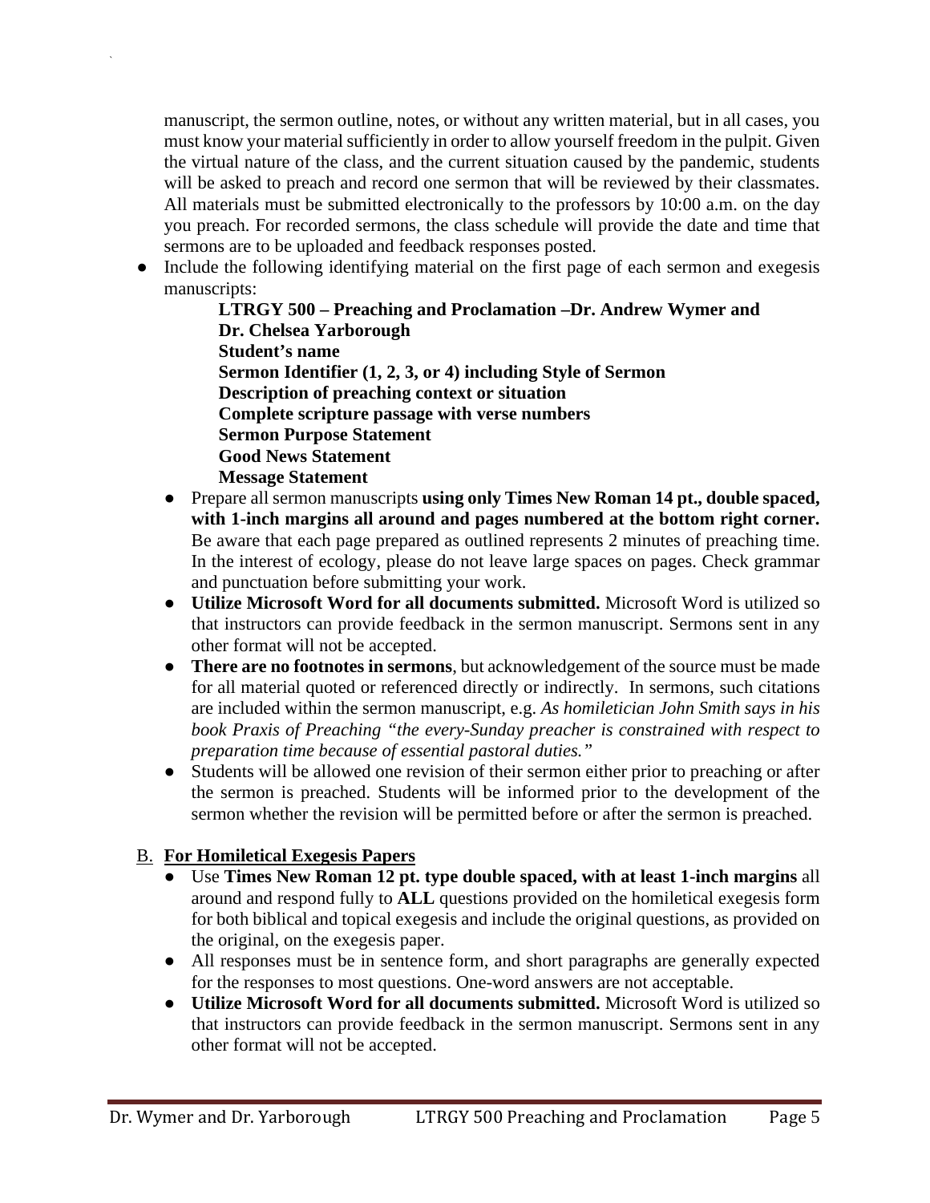manuscript, the sermon outline, notes, or without any written material, but in all cases, you must know your material sufficiently in order to allow yourself freedom in the pulpit. Given the virtual nature of the class, and the current situation caused by the pandemic, students will be asked to preach and record one sermon that will be reviewed by their classmates. All materials must be submitted electronically to the professors by 10:00 a.m. on the day you preach. For recorded sermons, the class schedule will provide the date and time that sermons are to be uploaded and feedback responses posted.

- Include the following identifying material on the first page of each sermon and exegesis manuscripts:

  **LTRGY 500 – Preaching and Proclamation –Dr. Andrew Wymer and Dr. Chelsea Yarborough**
  **Student's name**
  **Sermon Identifier (1, 2, 3, or 4) including Style of Sermon**
  **Description of preaching context or situation**
  **Complete scripture passage with verse numbers**
  **Sermon Purpose Statement**
  **Good News Statement**
  **Message Statement**

  - Prepare all sermon manuscripts **using only Times New Roman 14 pt., double spaced, with 1-inch margins all around and pages numbered at the bottom right corner.** Be aware that each page prepared as outlined represents 2 minutes of preaching time. In the interest of ecology, please do not leave large spaces on pages. Check grammar and punctuation before submitting your work.
  - **Utilize Microsoft Word for all documents submitted.** Microsoft Word is utilized so that instructors can provide feedback in the sermon manuscript. Sermons sent in any other format will not be accepted.
  - **There are no footnotes in sermons**, but acknowledgement of the source must be made for all material quoted or referenced directly or indirectly. In sermons, such citations are included within the sermon manuscript, e.g. *As homiletician John Smith says in his book Praxis of Preaching "the every-Sunday preacher is constrained with respect to preparation time because of essential pastoral duties."*
  - Students will be allowed one revision of their sermon either prior to preaching or after the sermon is preached. Students will be informed prior to the development of the sermon whether the revision will be permitted before or after the sermon is preached.

B. **For Homiletical Exegesis Papers**

- Use **Times New Roman 12 pt. type double spaced, with at least 1-inch margins** all around and respond fully to **ALL** questions provided on the homiletical exegesis form for both biblical and topical exegesis and include the original questions, as provided on the original, on the exegesis paper.
- All responses must be in sentence form, and short paragraphs are generally expected for the responses to most questions. One-word answers are not acceptable.
- **Utilize Microsoft Word for all documents submitted.** Microsoft Word is utilized so that instructors can provide feedback in the sermon manuscript. Sermons sent in any other format will not be accepted.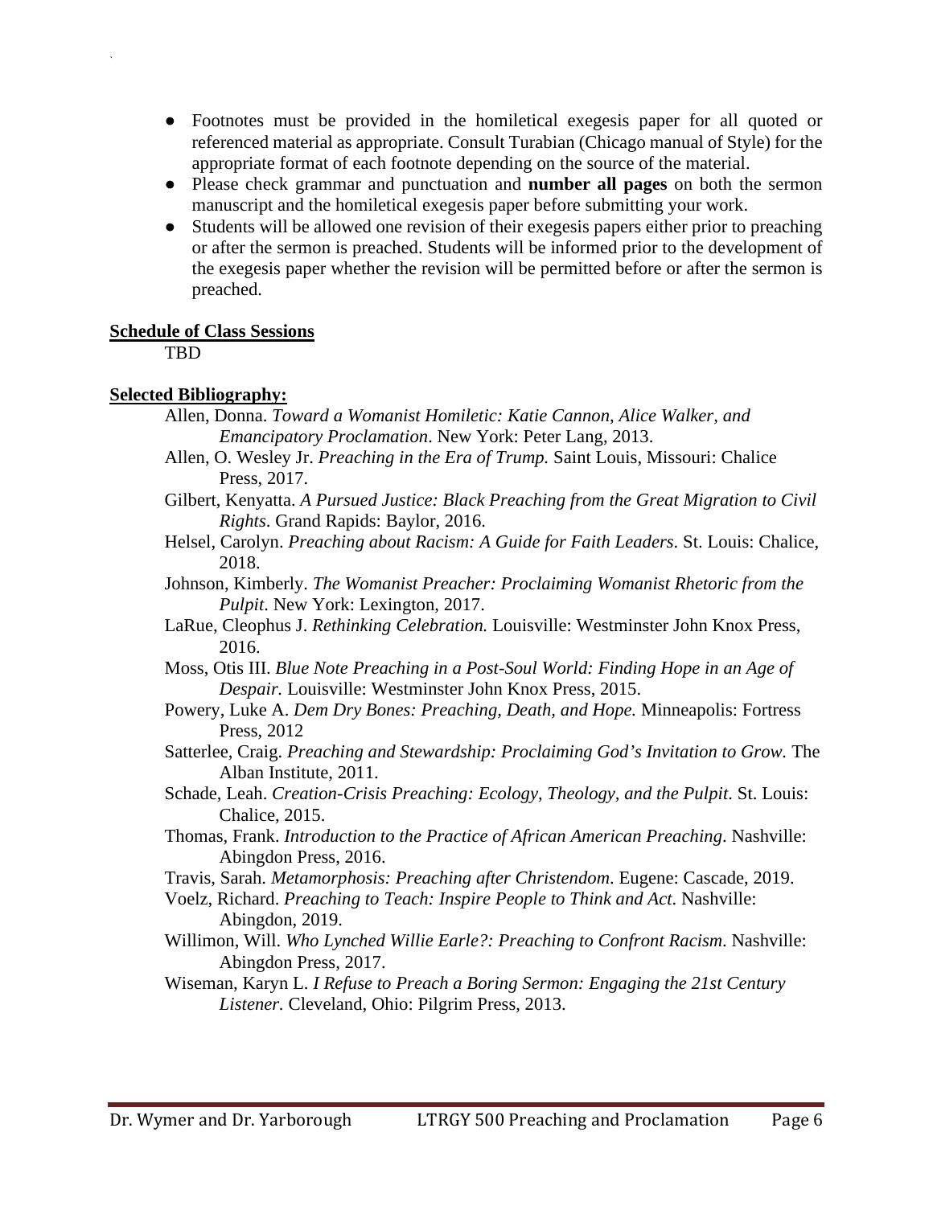- Footnotes must be provided in the homiletical exegesis paper for all quoted or referenced material as appropriate. Consult Turabian (Chicago manual of Style) for the appropriate format of each footnote depending on the source of the material.
- Please check grammar and punctuation and **number all pages** on both the sermon manuscript and the homiletical exegesis paper before submitting your work.
- Students will be allowed one revision of their exegesis papers either prior to preaching or after the sermon is preached. Students will be informed prior to the development of the exegesis paper whether the revision will be permitted before or after the sermon is preached.

**Schedule of Class Sessions**

TBD

**Selected Bibliography:**

Allen, Donna. *Toward a Womanist Homiletic: Katie Cannon, Alice Walker, and Emancipatory Proclamation*. New York: Peter Lang, 2013.

Allen, O. Wesley Jr. *Preaching in the Era of Trump.* Saint Louis, Missouri: Chalice Press, 2017.

Gilbert, Kenyatta. *A Pursued Justice: Black Preaching from the Great Migration to Civil Rights*. Grand Rapids: Baylor, 2016.

Helsel, Carolyn. *Preaching about Racism: A Guide for Faith Leaders*. St. Louis: Chalice, 2018.

Johnson, Kimberly. *The Womanist Preacher: Proclaiming Womanist Rhetoric from the Pulpit*. New York: Lexington, 2017.

LaRue, Cleophus J. *Rethinking Celebration.* Louisville: Westminster John Knox Press, 2016.

Moss, Otis III. *Blue Note Preaching in a Post-Soul World: Finding Hope in an Age of Despair.* Louisville: Westminster John Knox Press, 2015.

Powery, Luke A. *Dem Dry Bones: Preaching, Death, and Hope.* Minneapolis: Fortress Press, 2012

Satterlee, Craig. *Preaching and Stewardship: Proclaiming God's Invitation to Grow.* The Alban Institute, 2011.

Schade, Leah. *Creation-Crisis Preaching: Ecology, Theology, and the Pulpit*. St. Louis: Chalice, 2015.

Thomas, Frank. *Introduction to the Practice of African American Preaching*. Nashville: Abingdon Press, 2016.

Travis, Sarah. *Metamorphosis: Preaching after Christendom*. Eugene: Cascade, 2019.

Voelz, Richard. *Preaching to Teach: Inspire People to Think and Act*. Nashville: Abingdon, 2019.

Willimon, Will. *Who Lynched Willie Earle?: Preaching to Confront Racism*. Nashville: Abingdon Press, 2017.

Wiseman, Karyn L. *I Refuse to Preach a Boring Sermon: Engaging the 21st Century Listener.* Cleveland, Ohio: Pilgrim Press, 2013.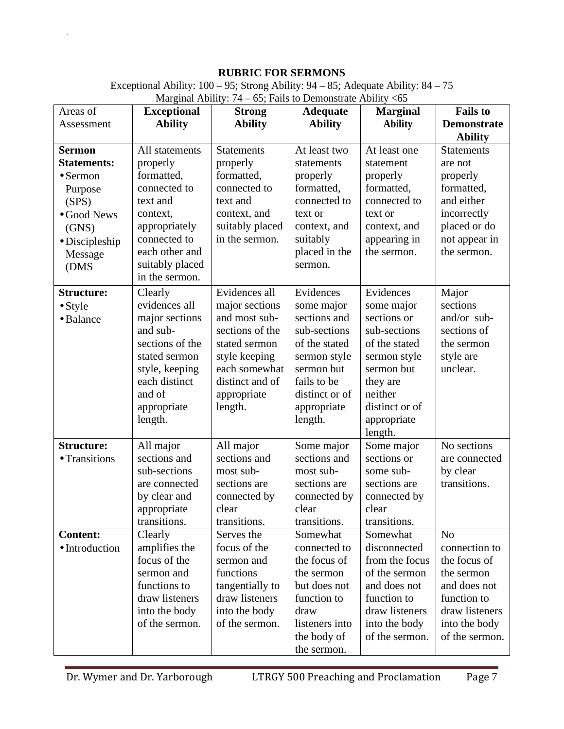**RUBRIC FOR SERMONS**

Exceptional Ability: 100 – 95; Strong Ability: 94 – 85; Adequate Ability: 84 – 75
Marginal Ability: 74 – 65; Fails to Demonstrate Ability <65

| Areas of Assessment | **Exceptional Ability** | **Strong Ability** | **Adequate Ability** | **Marginal Ability** | **Fails to Demonstrate Ability** |
|---|---|---|---|---|---|
| **Sermon Statements:** • Sermon Purpose (SPS) • Good News (GNS) • Discipleship Message (DMS | All statements properly formatted, connected to text and context, appropriately connected to each other and suitably placed in the sermon. | Statements properly formatted, connected to text and context, and suitably placed in the sermon. | At least two statements properly formatted, connected to text or context, and suitably placed in the sermon. | At least one statement properly formatted, connected to text or context, and appearing in the sermon. | Statements are not properly formatted, and either incorrectly placed or do not appear in the sermon. |
| **Structure:** • Style • Balance | Clearly evidences all major sections and sub-sections of the stated sermon style, keeping each distinct and of appropriate length. | Evidences all major sections and most sub-sections of the stated sermon style keeping each somewhat distinct and of appropriate length. | Evidences some major sections and sub-sections of the stated sermon style sermon but fails to be distinct or of appropriate length. | Evidences some major sections or sub-sections of the stated sermon style sermon but they are neither distinct or of appropriate length. | Major sections and/or sub-sections of the sermon style are unclear. |
| **Structure:** • Transitions | All major sections and sub-sections are connected by clear and appropriate transitions. | All major sections and most sub-sections are connected by clear transitions. | Some major sections and most sub-sections are connected by clear transitions. | Some major sections or some sub-sections are connected by clear transitions. | No sections are connected by clear transitions. |
| **Content:** • Introduction | Clearly amplifies the focus of the sermon and functions to draw listeners into the body of the sermon. | Serves the focus of the sermon and functions tangentially to draw listeners into the body of the sermon. | Somewhat connected to the focus of the sermon but does not function to draw listeners into the body of the sermon. | Somewhat disconnected from the focus of the sermon and does not function to draw listeners into the body of the sermon. | No connection to the focus of the sermon and does not function to draw listeners into the body of the sermon. |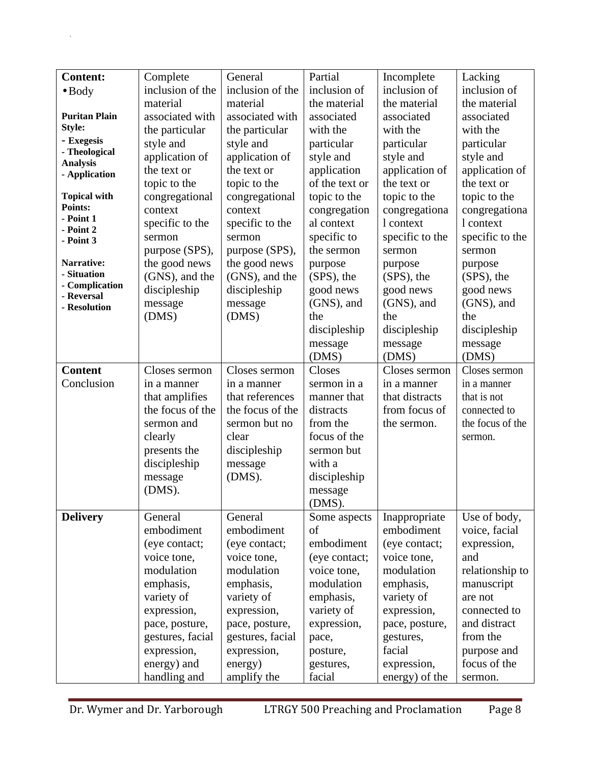| **Content:** • Body<br><br>**Puritan Plain Style:**<br>**- Exegesis**<br>**- Theological Analysis**<br>**- Application**<br><br>**Topical with Points:**<br>**- Point 1**<br>**- Point 2**<br>**- Point 3**<br><br>**Narrative:**<br>**- Situation**<br>**- Complication**<br>**- Reversal**<br>**- Resolution** | Complete inclusion of the material associated with the particular style and application of the text or topic to the congregational context specific to the sermon purpose (SPS), the good news (GNS), and the discipleship message (DMS) | General inclusion of the material associated with the particular style and application of the text or topic to the congregational context specific to the sermon purpose (SPS), the good news (GNS), and the discipleship message (DMS) | Partial inclusion of the material associated with the particular style and application of the text or topic to the congregational context specific to the sermon purpose (SPS), the good news (GNS), and the discipleship message (DMS) | Incomplete inclusion of the material associated with the particular style and application of the text or topic to the congregational context specific to the sermon purpose (SPS), the good news (GNS), and the discipleship message (DMS) | Lacking inclusion of the material associated with the particular style and application of the text or topic to the congregational context specific to the sermon purpose (SPS), the good news (GNS), and the discipleship message (DMS) |
|---|---|---|---|---|---|
| **Content** Conclusion | Closes sermon in a manner that amplifies the focus of the sermon and clearly presents the discipleship message (DMS). | Closes sermon in a manner that references the focus of the sermon but no clear discipleship message (DMS). | Closes sermon in a manner that distracts from the focus of the sermon but with a discipleship message (DMS). | Closes sermon in a manner that distracts from focus of the sermon. | Closes sermon in a manner that is not connected to the focus of the sermon. |
| **Delivery** | General embodiment (eye contact; voice tone, modulation emphasis, variety of expression, pace, posture, gestures, facial expression, energy) and handling and | General embodiment (eye contact; voice tone, modulation emphasis, variety of expression, pace, posture, gestures, facial expression, energy) amplify the | Some aspects of embodiment (eye contact; voice tone, modulation emphasis, variety of expression, pace, posture, gestures, facial | Inappropriate embodiment (eye contact; voice tone, modulation emphasis, variety of expression, pace, posture, gestures, facial expression, energy) of the | Use of body, voice, facial expression, and relationship to manuscript are not connected to and distract from the purpose and focus of the sermon. |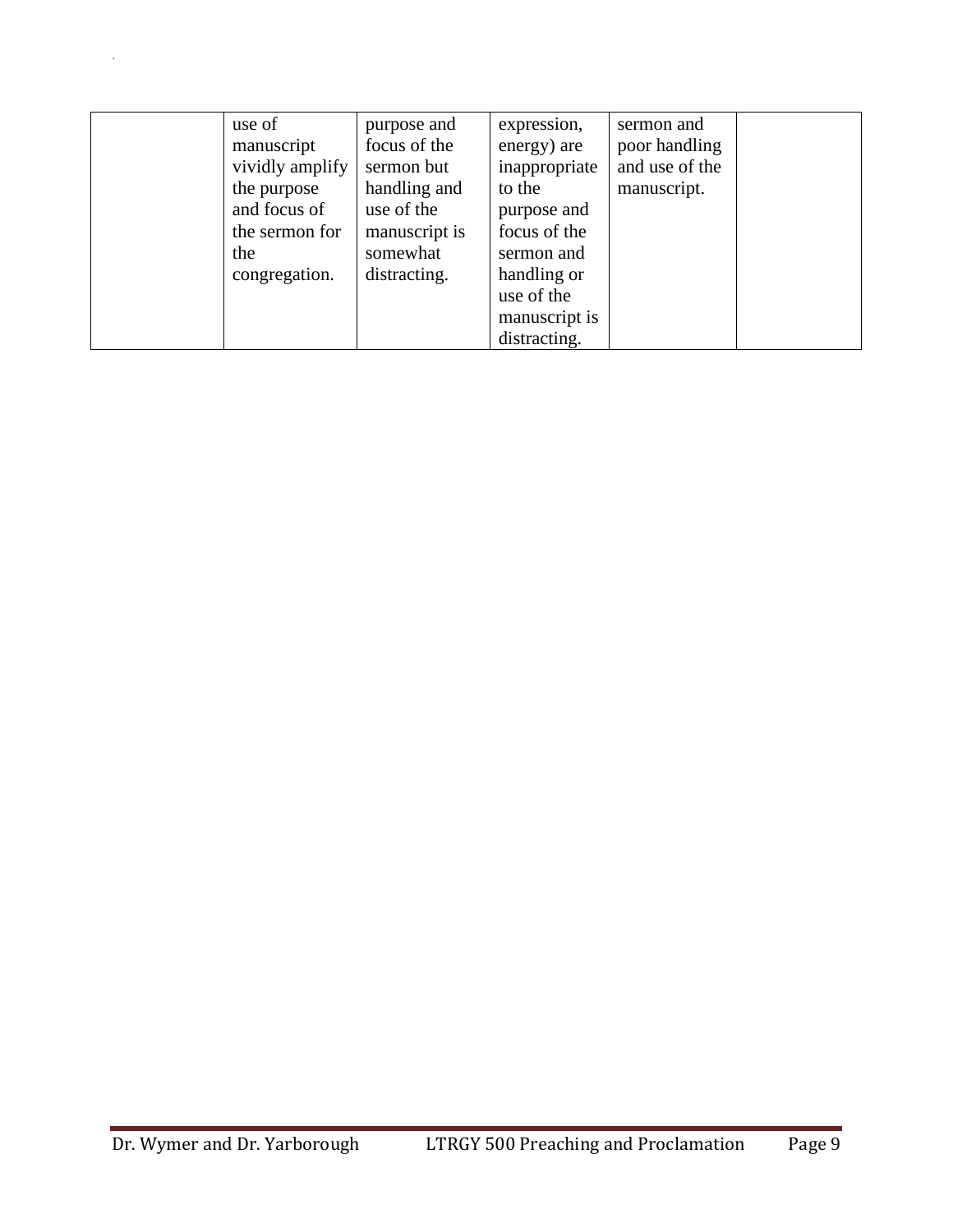| | | | | | |
|---|---|---|---|---|---|
| | use of manuscript vividly amplify the purpose and focus of the sermon for the congregation. | purpose and focus of the sermon but handling and use of the manuscript is somewhat distracting. | expression, energy) are inappropriate to the purpose and focus of the sermon and handling or use of the manuscript is distracting. | sermon and poor handling and use of the manuscript. | |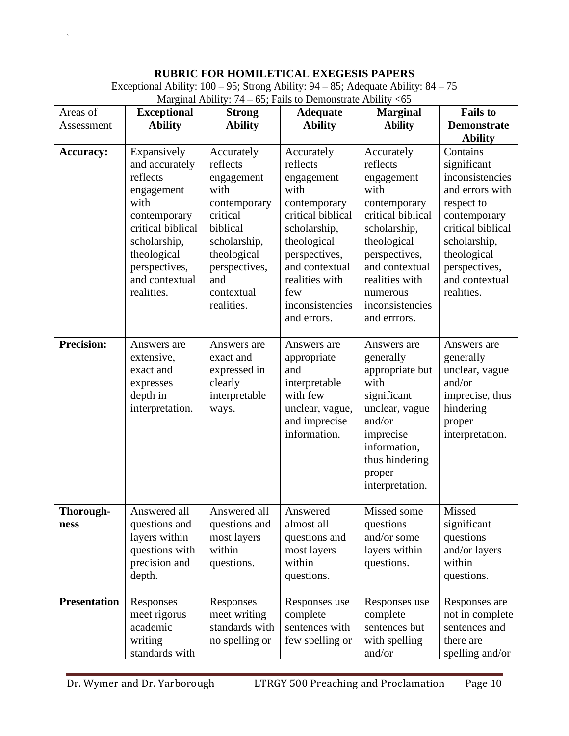**RUBRIC FOR HOMILETICAL EXEGESIS PAPERS**

Exceptional Ability: 100 – 95; Strong Ability: 94 – 85; Adequate Ability: 84 – 75
Marginal Ability: 74 – 65; Fails to Demonstrate Ability <65

| Areas of Assessment | **Exceptional Ability** | **Strong Ability** | **Adequate Ability** | **Marginal Ability** | **Fails to Demonstrate Ability** |
|---|---|---|---|---|---|
| **Accuracy:** | Expansively and accurately reflects engagement with contemporary critical biblical scholarship, theological perspectives, and contextual realities. | Accurately reflects engagement with contemporary critical biblical scholarship, theological perspectives, and contextual realities. | Accurately reflects engagement with contemporary critical biblical scholarship, theological perspectives, and contextual realities with few inconsistencies and errors. | Accurately reflects engagement with contemporary critical biblical scholarship, theological perspectives, and contextual realities with numerous inconsistencies and errrors. | Contains significant inconsistencies and errors with respect to contemporary critical biblical scholarship, theological perspectives, and contextual realities. |
| **Precision:** | Answers are extensive, exact and expresses depth in interpretation. | Answers are exact and expressed in clearly interpretable ways. | Answers are appropriate and interpretable with few unclear, vague, and imprecise information. | Answers are generally appropriate but with significant unclear, vague and/or imprecise information, thus hindering proper interpretation. | Answers are generally unclear, vague and/or imprecise, thus hindering proper interpretation. |
| **Thorough-ness** | Answered all questions and layers within questions with precision and depth. | Answered all questions and most layers within questions. | Answered almost all questions and most layers within questions. | Missed some questions and/or some layers within questions. | Missed significant questions and/or layers within questions. |
| **Presentation** | Responses meet rigorus academic writing standards with | Responses meet writing standards with no spelling or | Responses use complete sentences with few spelling or | Responses use complete sentences but with spelling and/or | Responses are not in complete sentences and there are spelling and/or |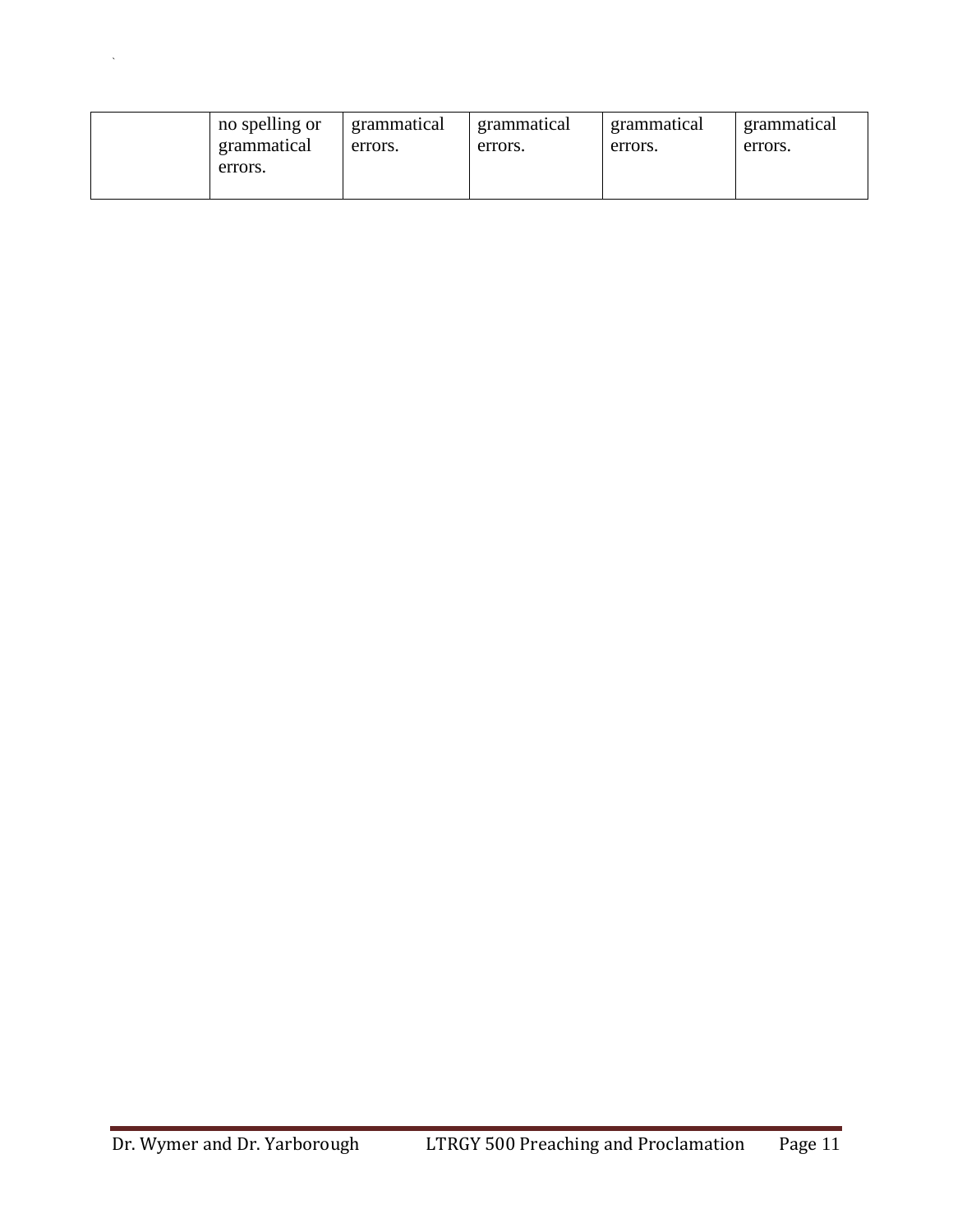| | | | | | |
|---|---|---|---|---|---|
| | no spelling or grammatical errors. | grammatical errors. | grammatical errors. | grammatical errors. | grammatical errors. |